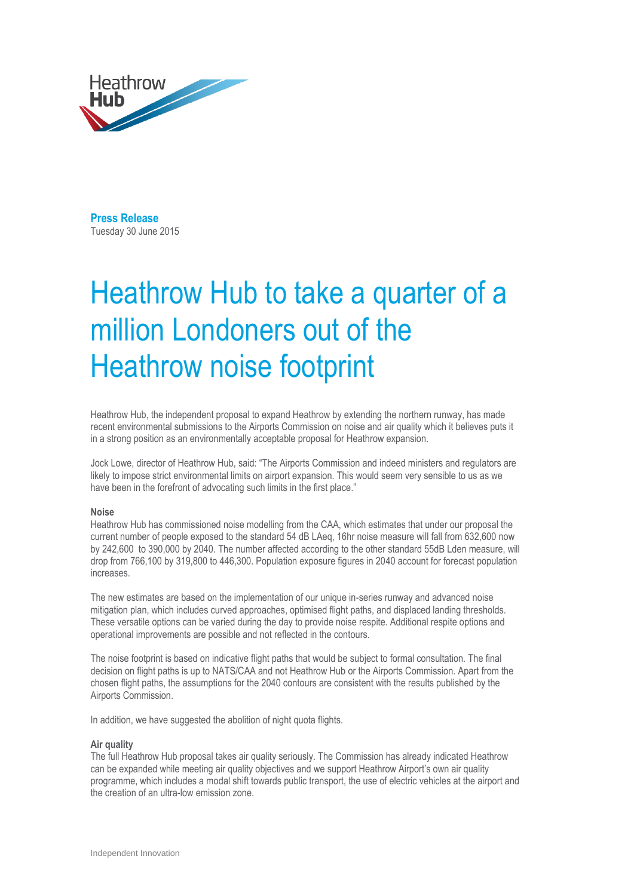Heathrow
**Hub**

**Press Release**
Tuesday 30 June 2015

# Heathrow Hub to take a quarter of a million Londoners out of the Heathrow noise footprint

Heathrow Hub, the independent proposal to expand Heathrow by extending the northern runway, has made recent environmental submissions to the Airports Commission on noise and air quality which it believes puts it in a strong position as an environmentally acceptable proposal for Heathrow expansion.

Jock Lowe, director of Heathrow Hub, said: "The Airports Commission and indeed ministers and regulators are likely to impose strict environmental limits on airport expansion. This would seem very sensible to us as we have been in the forefront of advocating such limits in the first place."

**Noise**

Heathrow Hub has commissioned noise modelling from the CAA, which estimates that under our proposal the current number of people exposed to the standard 54 dB LAeq, 16hr noise measure will fall from 632,600 now by 242,600 to 390,000 by 2040. The number affected according to the other standard 55dB Lden measure, will drop from 766,100 by 319,800 to 446,300. Population exposure figures in 2040 account for forecast population increases.

The new estimates are based on the implementation of our unique in-series runway and advanced noise mitigation plan, which includes curved approaches, optimised flight paths, and displaced landing thresholds. These versatile options can be varied during the day to provide noise respite. Additional respite options and operational improvements are possible and not reflected in the contours.

The noise footprint is based on indicative flight paths that would be subject to formal consultation. The final decision on flight paths is up to NATS/CAA and not Heathrow Hub or the Airports Commission. Apart from the chosen flight paths, the assumptions for the 2040 contours are consistent with the results published by the Airports Commission.

In addition, we have suggested the abolition of night quota flights.

**Air quality**

The full Heathrow Hub proposal takes air quality seriously. The Commission has already indicated Heathrow can be expanded while meeting air quality objectives and we support Heathrow Airport's own air quality programme, which includes a modal shift towards public transport, the use of electric vehicles at the airport and the creation of an ultra-low emission zone.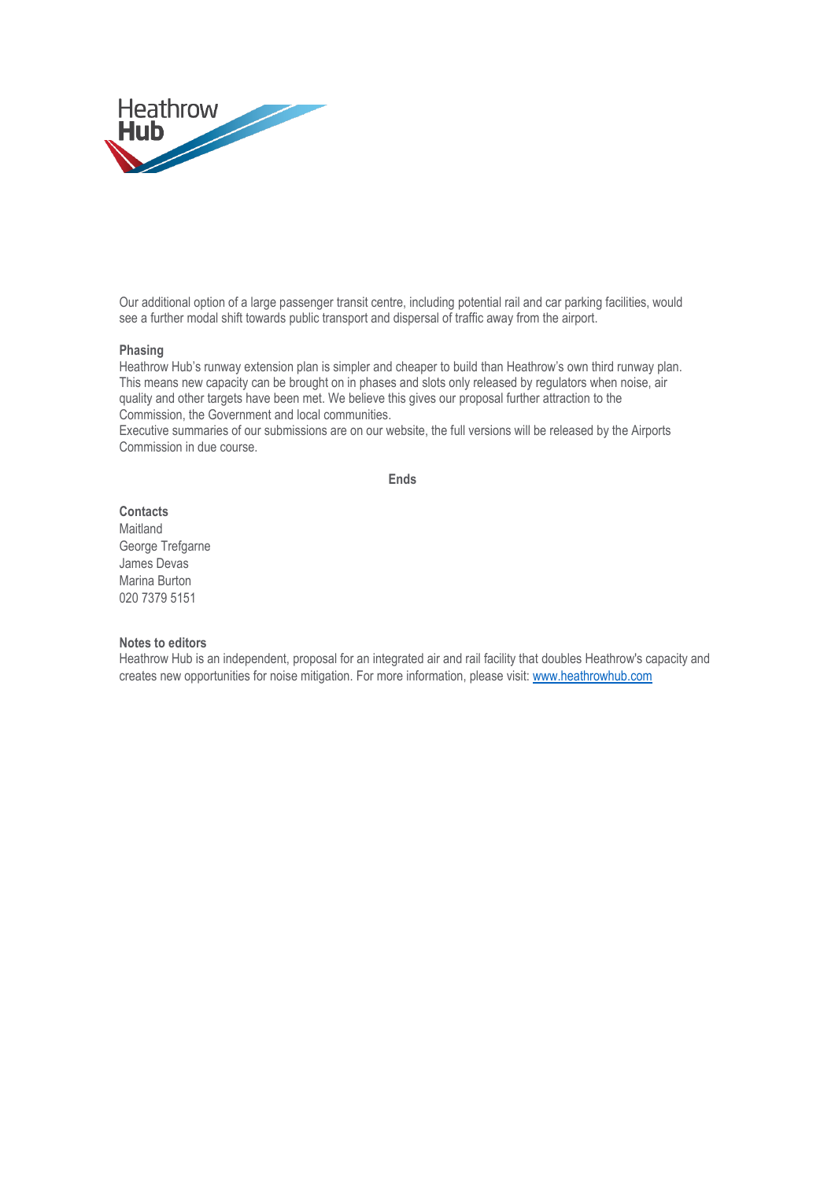Our additional option of a large passenger transit centre, including potential rail and car parking facilities, would see a further modal shift towards public transport and dispersal of traffic away from the airport.

**Phasing**

Heathrow Hub's runway extension plan is simpler and cheaper to build than Heathrow's own third runway plan. This means new capacity can be brought on in phases and slots only released by regulators when noise, air quality and other targets have been met. We believe this gives our proposal further attraction to the Commission, the Government and local communities.

Executive summaries of our submissions are on our website, the full versions will be released by the Airports Commission in due course.

**Ends**

**Contacts**

Maitland  
George Trefgarne  
James Devas  
Marina Burton  
020 7379 5151

**Notes to editors**

Heathrow Hub is an independent, proposal for an integrated air and rail facility that doubles Heathrow's capacity and creates new opportunities for noise mitigation. For more information, please visit: [www.heathrowhub.com](http://www.heathrowhub.com)